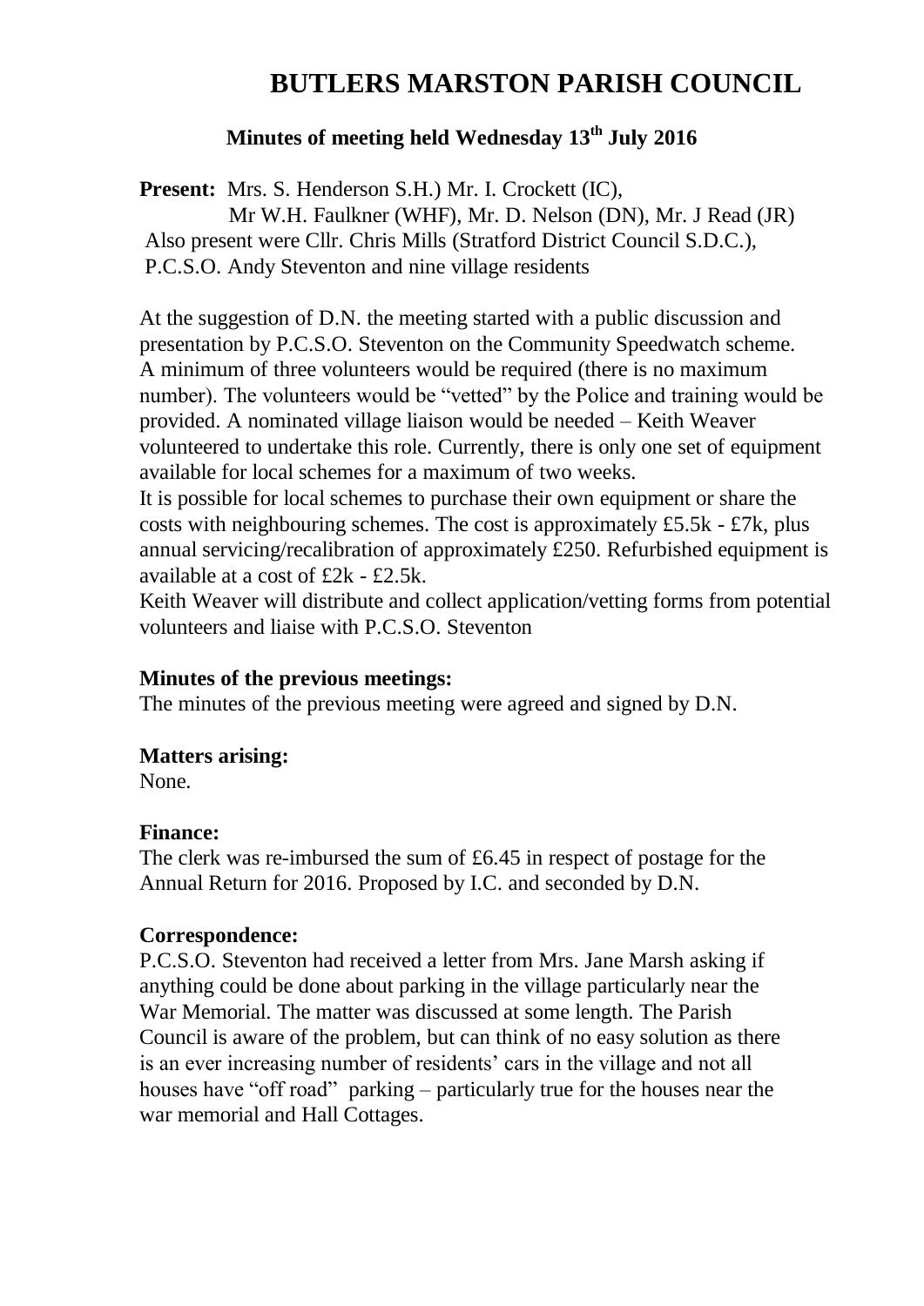# BUTLERS MARSTON PARISH COUNCIL

## Minutes of meeting held Wednesday 13th July 2016

**Present:** Mrs. S. Henderson S.H.) Mr. I. Crockett (IC), Mr W.H. Faulkner (WHF), Mr. D. Nelson (DN), Mr. J Read (JR)
Also present were Cllr. Chris Mills (Stratford District Council S.D.C.), P.C.S.O. Andy Steventon and nine village residents

At the suggestion of D.N. the meeting started with a public discussion and presentation by P.C.S.O. Steventon on the Community Speedwatch scheme. A minimum of three volunteers would be required (there is no maximum number). The volunteers would be "vetted" by the Police and training would be provided. A nominated village liaison would be needed – Keith Weaver volunteered to undertake this role. Currently, there is only one set of equipment available for local schemes for a maximum of two weeks.
It is possible for local schemes to purchase their own equipment or share the costs with neighbouring schemes. The cost is approximately £5.5k - £7k, plus annual servicing/recalibration of approximately £250. Refurbished equipment is available at a cost of £2k - £2.5k.
Keith Weaver will distribute and collect application/vetting forms from potential volunteers and liaise with P.C.S.O. Steventon

**Minutes of the previous meetings:**
The minutes of the previous meeting were agreed and signed by D.N.

**Matters arising:**
None.

**Finance:**
The clerk was re-imbursed the sum of £6.45 in respect of postage for the Annual Return for 2016. Proposed by I.C. and seconded by D.N.

**Correspondence:**
P.C.S.O. Steventon had received a letter from Mrs. Jane Marsh asking if anything could be done about parking in the village particularly near the War Memorial. The matter was discussed at some length. The Parish Council is aware of the problem, but can think of no easy solution as there is an ever increasing number of residents' cars in the village and not all houses have "off road" parking – particularly true for the houses near the war memorial and Hall Cottages.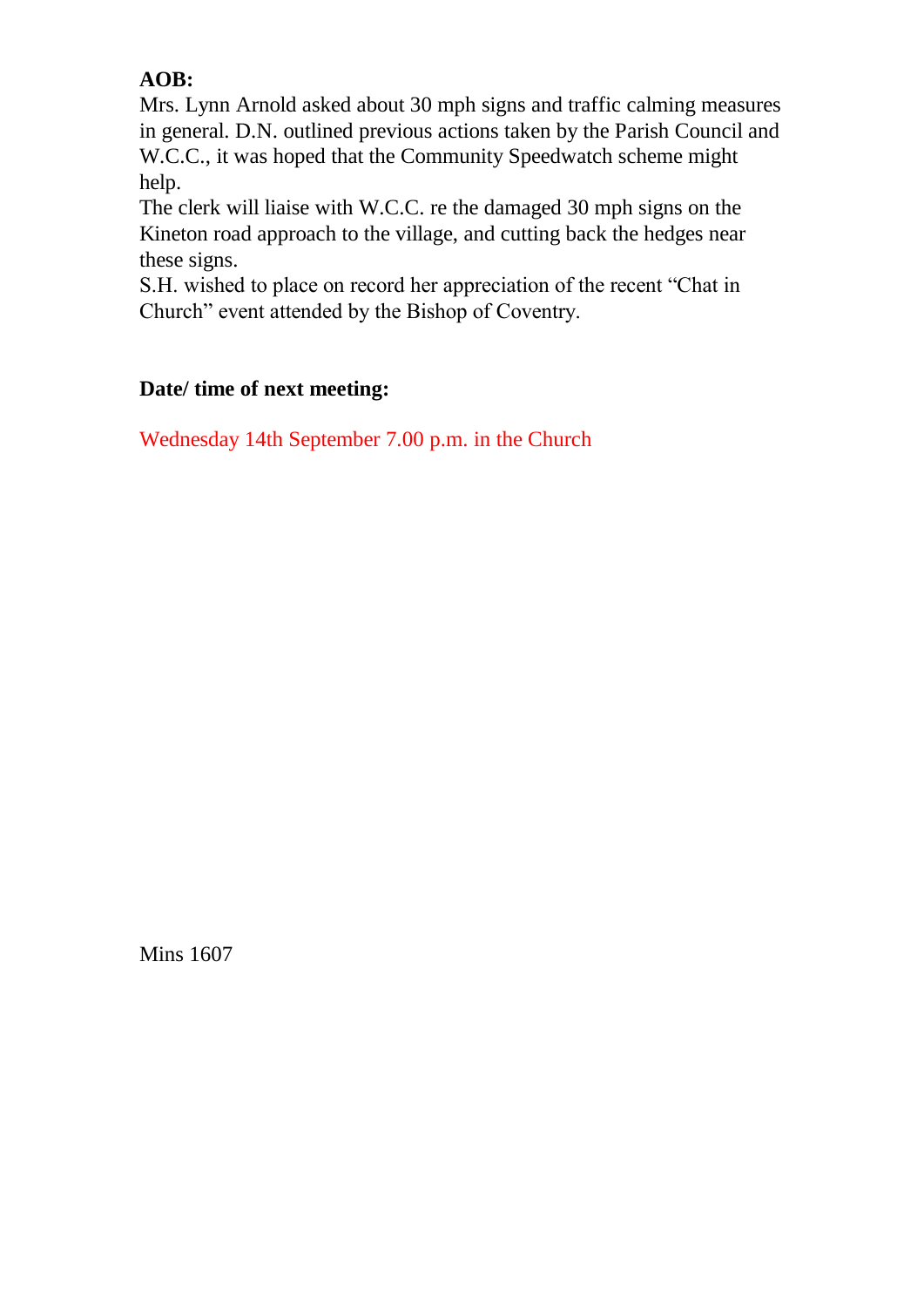**AOB:**

Mrs. Lynn Arnold asked about 30 mph signs and traffic calming measures in general. D.N. outlined previous actions taken by the Parish Council and W.C.C., it was hoped that the Community Speedwatch scheme might help.

The clerk will liaise with W.C.C. re the damaged 30 mph signs on the Kineton road approach to the village, and cutting back the hedges near these signs.

S.H. wished to place on record her appreciation of the recent "Chat in Church" event attended by the Bishop of Coventry.

**Date/ time of next meeting:**

Wednesday 14th September 7.00 p.m. in the Church

Mins 1607